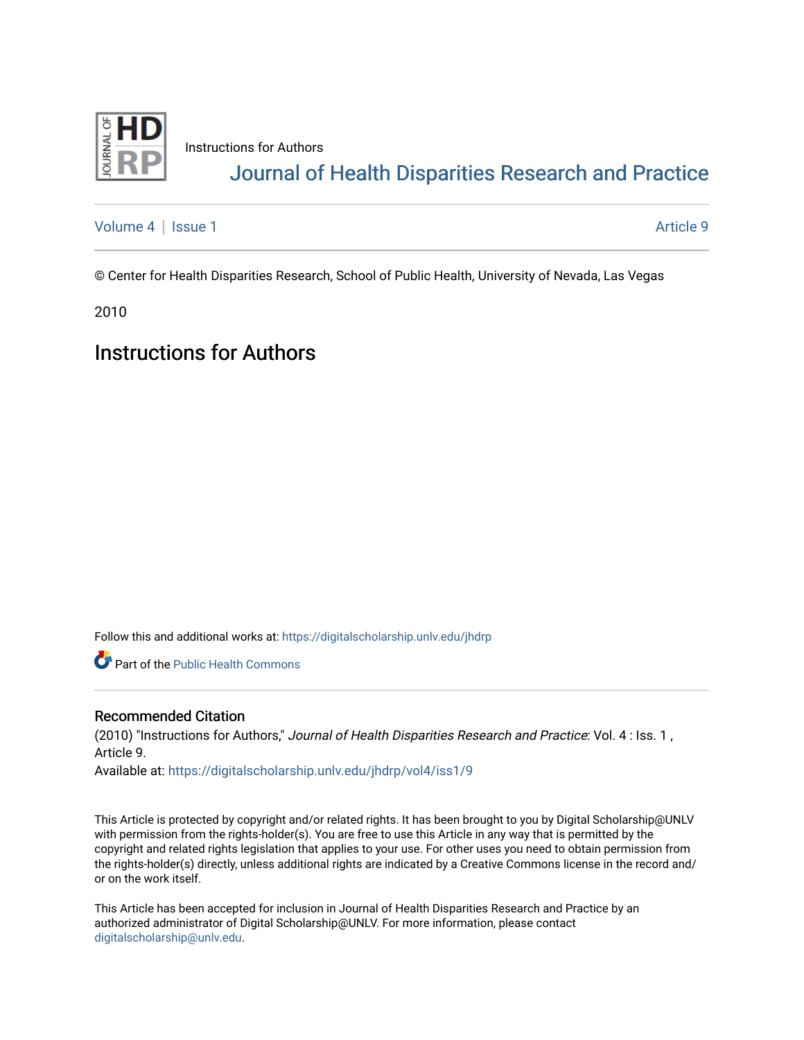Instructions for Authors

# Journal of Health Disparities Research and Practice

Volume 4 | Issue 1 Article 9

© Center for Health Disparities Research, School of Public Health, University of Nevada, Las Vegas

2010

## Instructions for Authors

Follow this and additional works at: https://digitalscholarship.unlv.edu/jhdrp

Part of the Public Health Commons

### Recommended Citation

(2010) "Instructions for Authors," *Journal of Health Disparities Research and Practice*: Vol. 4 : Iss. 1 , Article 9.

Available at: https://digitalscholarship.unlv.edu/jhdrp/vol4/iss1/9

This Article is protected by copyright and/or related rights. It has been brought to you by Digital Scholarship@UNLV with permission from the rights-holder(s). You are free to use this Article in any way that is permitted by the copyright and related rights legislation that applies to your use. For other uses you need to obtain permission from the rights-holder(s) directly, unless additional rights are indicated by a Creative Commons license in the record and/or on the work itself.

This Article has been accepted for inclusion in Journal of Health Disparities Research and Practice by an authorized administrator of Digital Scholarship@UNLV. For more information, please contact digitalscholarship@unlv.edu.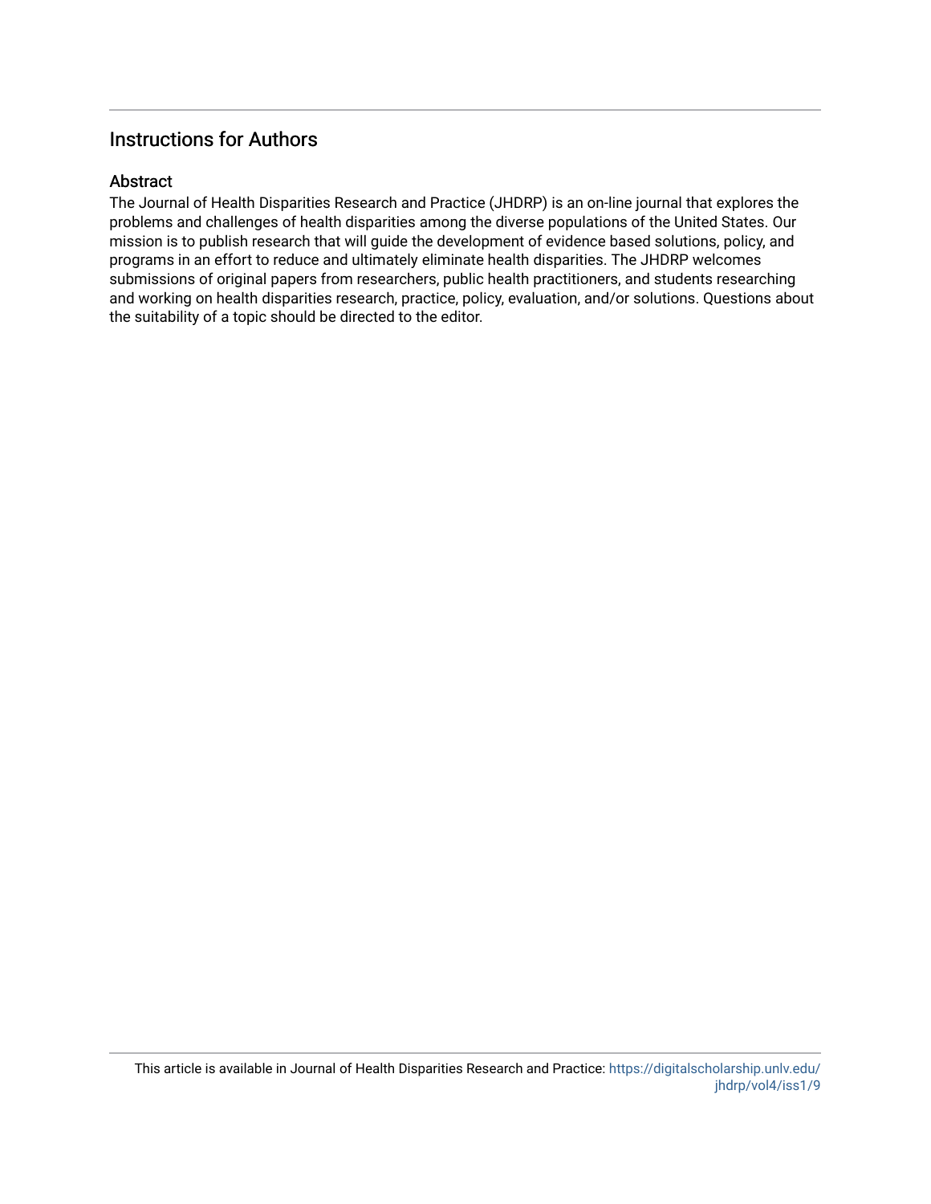## Instructions for Authors

### Abstract

The Journal of Health Disparities Research and Practice (JHDRP) is an on-line journal that explores the problems and challenges of health disparities among the diverse populations of the United States. Our mission is to publish research that will guide the development of evidence based solutions, policy, and programs in an effort to reduce and ultimately eliminate health disparities. The JHDRP welcomes submissions of original papers from researchers, public health practitioners, and students researching and working on health disparities research, practice, policy, evaluation, and/or solutions. Questions about the suitability of a topic should be directed to the editor.

This article is available in Journal of Health Disparities Research and Practice: https://digitalscholarship.unlv.edu/jhdrp/vol4/iss1/9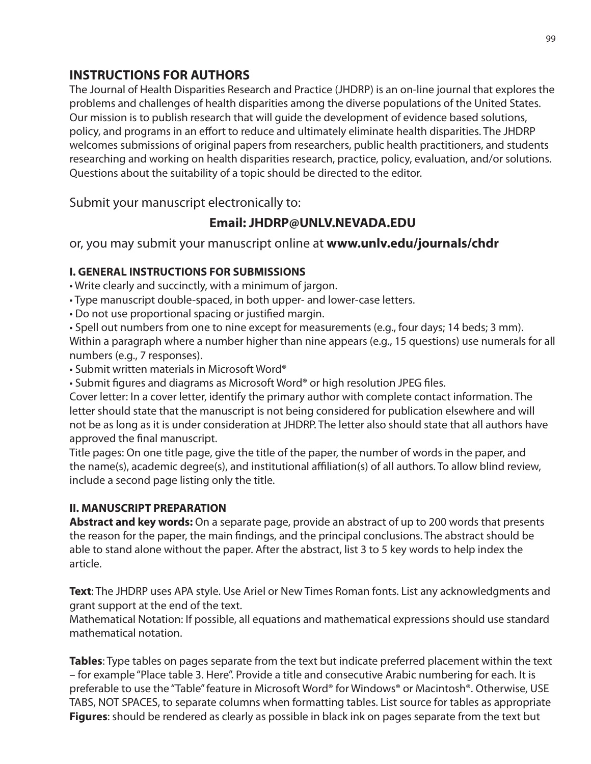## INSTRUCTIONS FOR AUTHORS

The Journal of Health Disparities Research and Practice (JHDRP) is an on-line journal that explores the problems and challenges of health disparities among the diverse populations of the United States. Our mission is to publish research that will guide the development of evidence based solutions, policy, and programs in an effort to reduce and ultimately eliminate health disparities. The JHDRP welcomes submissions of original papers from researchers, public health practitioners, and students researching and working on health disparities research, practice, policy, evaluation, and/or solutions. Questions about the suitability of a topic should be directed to the editor.

Submit your manuscript electronically to:

**Email: JHDRP@UNLV.NEVADA.EDU**

or, you may submit your manuscript online at **www.unlv.edu/journals/chdr**

### I. GENERAL INSTRUCTIONS FOR SUBMISSIONS

- Write clearly and succinctly, with a minimum of jargon.
- Type manuscript double-spaced, in both upper- and lower-case letters.
- Do not use proportional spacing or justified margin.
- Spell out numbers from one to nine except for measurements (e.g., four days; 14 beds; 3 mm). Within a paragraph where a number higher than nine appears (e.g., 15 questions) use numerals for all numbers (e.g., 7 responses).
- Submit written materials in Microsoft Word®
- Submit figures and diagrams as Microsoft Word® or high resolution JPEG files.

Cover letter: In a cover letter, identify the primary author with complete contact information. The letter should state that the manuscript is not being considered for publication elsewhere and will not be as long as it is under consideration at JHDRP. The letter also should state that all authors have approved the final manuscript.

Title pages: On one title page, give the title of the paper, the number of words in the paper, and the name(s), academic degree(s), and institutional affiliation(s) of all authors. To allow blind review, include a second page listing only the title.

### II. MANUSCRIPT PREPARATION

**Abstract and key words:** On a separate page, provide an abstract of up to 200 words that presents the reason for the paper, the main findings, and the principal conclusions. The abstract should be able to stand alone without the paper. After the abstract, list 3 to 5 key words to help index the article.

**Text**: The JHDRP uses APA style. Use Ariel or New Times Roman fonts. List any acknowledgments and grant support at the end of the text.

Mathematical Notation: If possible, all equations and mathematical expressions should use standard mathematical notation.

**Tables**: Type tables on pages separate from the text but indicate preferred placement within the text – for example "Place table 3. Here". Provide a title and consecutive Arabic numbering for each. It is preferable to use the "Table" feature in Microsoft Word® for Windows® or Macintosh®. Otherwise, USE TABS, NOT SPACES, to separate columns when formatting tables. List source for tables as appropriate

**Figures**: should be rendered as clearly as possible in black ink on pages separate from the text but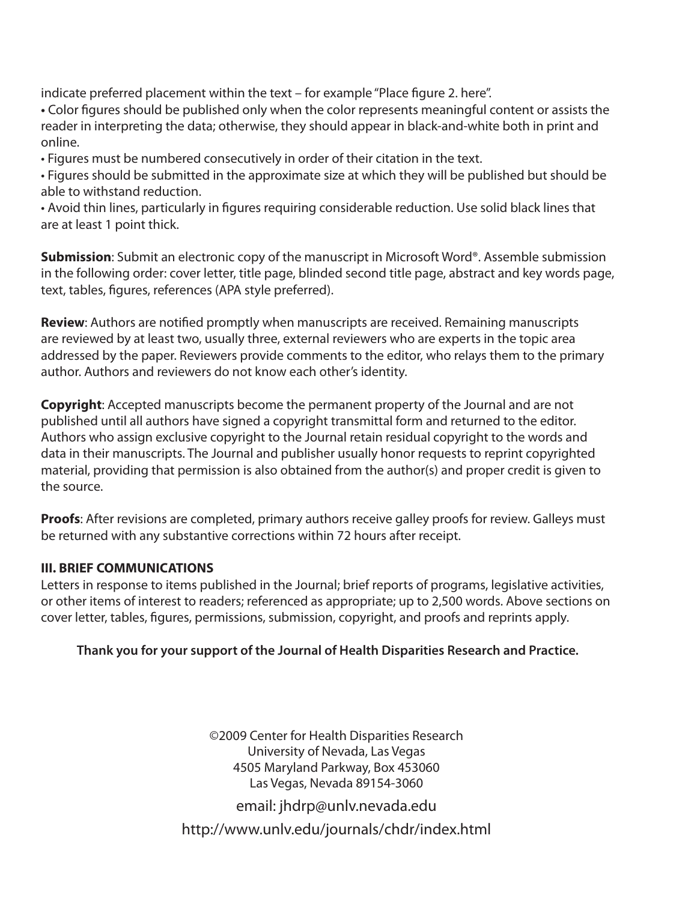indicate preferred placement within the text – for example "Place figure 2. here".

- Color figures should be published only when the color represents meaningful content or assists the reader in interpreting the data; otherwise, they should appear in black-and-white both in print and online.
- Figures must be numbered consecutively in order of their citation in the text.
- Figures should be submitted in the approximate size at which they will be published but should be able to withstand reduction.
- Avoid thin lines, particularly in figures requiring considerable reduction. Use solid black lines that are at least 1 point thick.

**Submission**: Submit an electronic copy of the manuscript in Microsoft Word®. Assemble submission in the following order: cover letter, title page, blinded second title page, abstract and key words page, text, tables, figures, references (APA style preferred).

**Review**: Authors are notified promptly when manuscripts are received. Remaining manuscripts are reviewed by at least two, usually three, external reviewers who are experts in the topic area addressed by the paper. Reviewers provide comments to the editor, who relays them to the primary author. Authors and reviewers do not know each other's identity.

**Copyright**: Accepted manuscripts become the permanent property of the Journal and are not published until all authors have signed a copyright transmittal form and returned to the editor. Authors who assign exclusive copyright to the Journal retain residual copyright to the words and data in their manuscripts. The Journal and publisher usually honor requests to reprint copyrighted material, providing that permission is also obtained from the author(s) and proper credit is given to the source.

**Proofs**: After revisions are completed, primary authors receive galley proofs for review. Galleys must be returned with any substantive corrections within 72 hours after receipt.

### III. BRIEF COMMUNICATIONS

Letters in response to items published in the Journal; brief reports of programs, legislative activities, or other items of interest to readers; referenced as appropriate; up to 2,500 words. Above sections on cover letter, tables, figures, permissions, submission, copyright, and proofs and reprints apply.

**Thank you for your support of the Journal of Health Disparities Research and Practice.**

©2009 Center for Health Disparities Research
University of Nevada, Las Vegas
4505 Maryland Parkway, Box 453060
Las Vegas, Nevada 89154-3060

email: jhdrp@unlv.nevada.edu

http://www.unlv.edu/journals/chdr/index.html